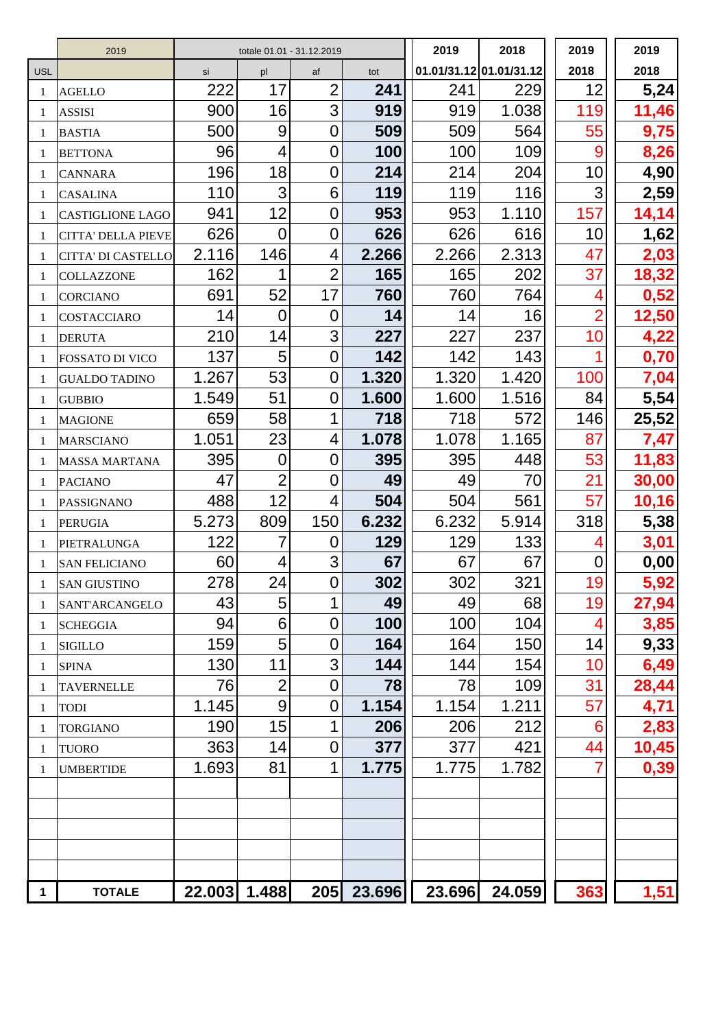| | 2019 | totale 01.01 - 31.12.2019 | | | | 2019 | 2018 | 2019 | 2019 |
|---|---|---|---|---|---|---|---|---|---|
| USL | | si | pl | af | tot | 01.01/31.12 | 01.01/31.12 | 2018 | 2018 |
| 1 | AGELLO | 222 | 17 | 2 | **241** | 241 | 229 | 12 | **5,24** |
| 1 | ASSISI | 900 | 16 | 3 | **919** | 919 | 1.038 | 119 | **11,46** |
| 1 | BASTIA | 500 | 9 | 0 | **509** | 509 | 564 | 55 | **9,75** |
| 1 | BETTONA | 96 | 4 | 0 | **100** | 100 | 109 | 9 | **8,26** |
| 1 | CANNARA | 196 | 18 | 0 | **214** | 214 | 204 | 10 | **4,90** |
| 1 | CASALINA | 110 | 3 | 6 | **119** | 119 | 116 | 3 | **2,59** |
| 1 | CASTIGLIONE LAGO | 941 | 12 | 0 | **953** | 953 | 1.110 | 157 | **14,14** |
| 1 | CITTA' DELLA PIEVE | 626 | 0 | 0 | **626** | 626 | 616 | 10 | **1,62** |
| 1 | CITTA' DI CASTELLO | 2.116 | 146 | 4 | **2.266** | 2.266 | 2.313 | 47 | **2,03** |
| 1 | COLLAZZONE | 162 | 1 | 2 | **165** | 165 | 202 | 37 | **18,32** |
| 1 | CORCIANO | 691 | 52 | 17 | **760** | 760 | 764 | 4 | **0,52** |
| 1 | COSTACCIARO | 14 | 0 | 0 | **14** | 14 | 16 | 2 | **12,50** |
| 1 | DERUTA | 210 | 14 | 3 | **227** | 227 | 237 | 10 | **4,22** |
| 1 | FOSSATO DI VICO | 137 | 5 | 0 | **142** | 142 | 143 | 1 | **0,70** |
| 1 | GUALDO TADINO | 1.267 | 53 | 0 | **1.320** | 1.320 | 1.420 | 100 | **7,04** |
| 1 | GUBBIO | 1.549 | 51 | 0 | **1.600** | 1.600 | 1.516 | 84 | **5,54** |
| 1 | MAGIONE | 659 | 58 | 1 | **718** | 718 | 572 | 146 | **25,52** |
| 1 | MARSCIANO | 1.051 | 23 | 4 | **1.078** | 1.078 | 1.165 | 87 | **7,47** |
| 1 | MASSA MARTANA | 395 | 0 | 0 | **395** | 395 | 448 | 53 | **11,83** |
| 1 | PACIANO | 47 | 2 | 0 | **49** | 49 | 70 | 21 | **30,00** |
| 1 | PASSIGNANO | 488 | 12 | 4 | **504** | 504 | 561 | 57 | **10,16** |
| 1 | PERUGIA | 5.273 | 809 | 150 | **6.232** | 6.232 | 5.914 | 318 | **5,38** |
| 1 | PIETRALUNGA | 122 | 7 | 0 | **129** | 129 | 133 | 4 | **3,01** |
| 1 | SAN FELICIANO | 60 | 4 | 3 | **67** | 67 | 67 | 0 | **0,00** |
| 1 | SAN GIUSTINO | 278 | 24 | 0 | **302** | 302 | 321 | 19 | **5,92** |
| 1 | SANT'ARCANGELO | 43 | 5 | 1 | **49** | 49 | 68 | 19 | **27,94** |
| 1 | SCHEGGIA | 94 | 6 | 0 | **100** | 100 | 104 | 4 | **3,85** |
| 1 | SIGILLO | 159 | 5 | 0 | **164** | 164 | 150 | 14 | **9,33** |
| 1 | SPINA | 130 | 11 | 3 | **144** | 144 | 154 | 10 | **6,49** |
| 1 | TAVERNELLE | 76 | 2 | 0 | **78** | 78 | 109 | 31 | **28,44** |
| 1 | TODI | 1.145 | 9 | 0 | **1.154** | 1.154 | 1.211 | 57 | **4,71** |
| 1 | TORGIANO | 190 | 15 | 1 | **206** | 206 | 212 | 6 | **2,83** |
| 1 | TUORO | 363 | 14 | 0 | **377** | 377 | 421 | 44 | **10,45** |
| 1 | UMBERTIDE | 1.693 | 81 | 1 | **1.775** | 1.775 | 1.782 | 7 | **0,39** |
| | | | | | | | | | |
| | | | | | | | | | |
| | | | | | | | | | |
| | | | | | | | | | |
| | | | | | | | | | |
| **1** | **TOTALE** | **22.003** | **1.488** | **205** | **23.696** | **23.696** | **24.059** | **363** | **1,51** |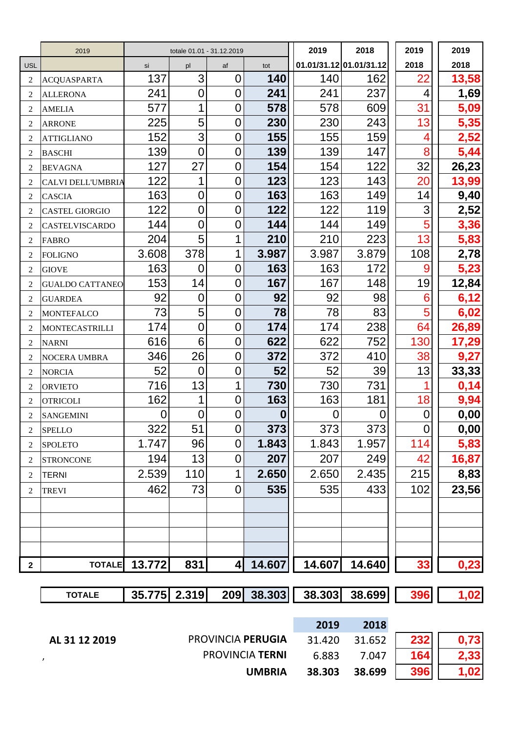| | 2019 | totale 01.01 - 31.12.2019 | | | | 2019 | 2018 | 2019 | 2019 |
|---|---|---|---|---|---|---|---|---|---|
| USL | | si | pl | af | tot | 01.01/31.12 | 01.01/31.12 | 2018 | 2018 |
| 2 | ACQUASPARTA | 137 | 3 | 0 | **140** | 140 | 162 | 22 | **13,58** |
| 2 | ALLERONA | 241 | 0 | 0 | **241** | 241 | 237 | 4 | **1,69** |
| 2 | AMELIA | 577 | 1 | 0 | **578** | 578 | 609 | 31 | **5,09** |
| 2 | ARRONE | 225 | 5 | 0 | **230** | 230 | 243 | 13 | **5,35** |
| 2 | ATTIGLIANO | 152 | 3 | 0 | **155** | 155 | 159 | 4 | **2,52** |
| 2 | BASCHI | 139 | 0 | 0 | **139** | 139 | 147 | 8 | **5,44** |
| 2 | BEVAGNA | 127 | 27 | 0 | **154** | 154 | 122 | 32 | **26,23** |
| 2 | CALVI DELL'UMBRIA | 122 | 1 | 0 | **123** | 123 | 143 | 20 | **13,99** |
| 2 | CASCIA | 163 | 0 | 0 | **163** | 163 | 149 | 14 | **9,40** |
| 2 | CASTEL GIORGIO | 122 | 0 | 0 | **122** | 122 | 119 | 3 | **2,52** |
| 2 | CASTELVISCARDO | 144 | 0 | 0 | **144** | 144 | 149 | 5 | **3,36** |
| 2 | FABRO | 204 | 5 | 1 | **210** | 210 | 223 | 13 | **5,83** |
| 2 | FOLIGNO | 3.608 | 378 | 1 | **3.987** | 3.987 | 3.879 | 108 | **2,78** |
| 2 | GIOVE | 163 | 0 | 0 | **163** | 163 | 172 | 9 | **5,23** |
| 2 | GUALDO CATTANEO | 153 | 14 | 0 | **167** | 167 | 148 | 19 | **12,84** |
| 2 | GUARDEA | 92 | 0 | 0 | **92** | 92 | 98 | 6 | **6,12** |
| 2 | MONTEFALCO | 73 | 5 | 0 | **78** | 78 | 83 | 5 | **6,02** |
| 2 | MONTECASTRILLI | 174 | 0 | 0 | **174** | 174 | 238 | 64 | **26,89** |
| 2 | NARNI | 616 | 6 | 0 | **622** | 622 | 752 | 130 | **17,29** |
| 2 | NOCERA UMBRA | 346 | 26 | 0 | **372** | 372 | 410 | 38 | **9,27** |
| 2 | NORCIA | 52 | 0 | 0 | **52** | 52 | 39 | 13 | **33,33** |
| 2 | ORVIETO | 716 | 13 | 1 | **730** | 730 | 731 | 1 | **0,14** |
| 2 | OTRICOLI | 162 | 1 | 0 | **163** | 163 | 181 | 18 | **9,94** |
| 2 | SANGEMINI | 0 | 0 | 0 | **0** | 0 | 0 | 0 | **0,00** |
| 2 | SPELLO | 322 | 51 | 0 | **373** | 373 | 373 | 0 | **0,00** |
| 2 | SPOLETO | 1.747 | 96 | 0 | **1.843** | 1.843 | 1.957 | 114 | **5,83** |
| 2 | STRONCONE | 194 | 13 | 0 | **207** | 207 | 249 | 42 | **16,87** |
| 2 | TERNI | 2.539 | 110 | 1 | **2.650** | 2.650 | 2.435 | 215 | **8,83** |
| 2 | TREVI | 462 | 73 | 0 | **535** | 535 | 433 | 102 | **23,56** |
| | | | | | | | | | |
| | | | | | | | | | |
| | | | | | | | | | |
| | | | | | | | | | |
| **2** | **TOTALE** | **13.772** | **831** | **4** | **14.607** | **14.607** | **14.640** | **33** | **0,23** |

| | | | | | | | | |
|---|---|---|---|---|---|---|---|---|
| **TOTALE** | **35.775** | **2.319** | **209** | **38.303** | **38.303** | **38.699** | **396** | **1,02** |

| | | 2019 | 2018 | | |
|---|---|---|---|---|---|
| **AL 31 12 2019** | PROVINCIA **PERUGIA** | 31.420 | 31.652 | **232** | **0,73** |
| , | PROVINCIA **TERNI** | 6.883 | 7.047 | **164** | **2,33** |
| | **UMBRIA** | **38.303** | **38.699** | **396** | **1,02** |